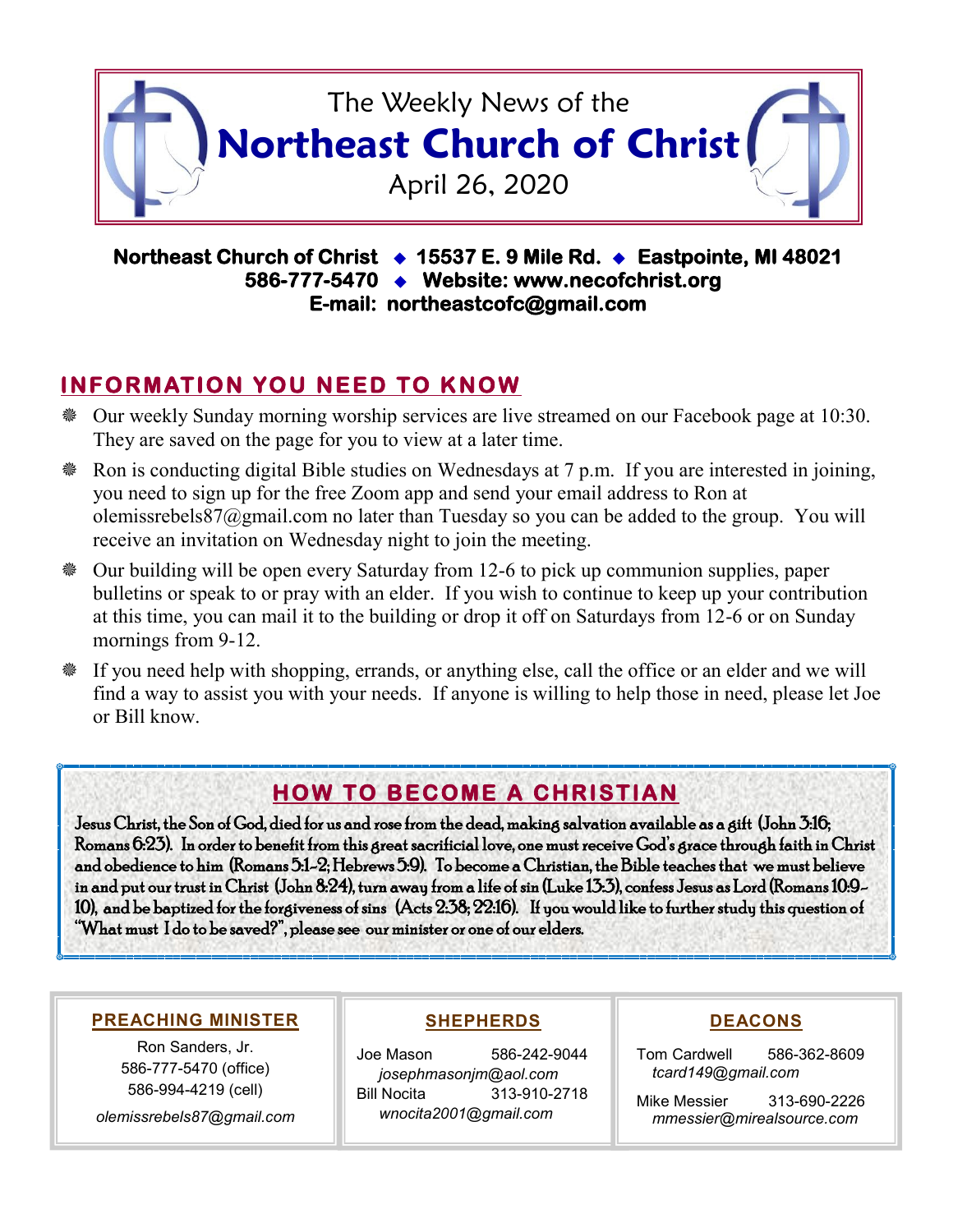# The Weekly News of the Northeast Church of Christ

April 26, 2020

**Northeast Church of Christ ◆ 15537 E. 9 Mile Rd. ◆ Eastpointe, MI 48021**
**586-777-5470 ◆ Website: www.necofchrist.org**
**E-mail: northeastcofc@gmail.com**

## INFORMATION YOU NEED TO KNOW

- Our weekly Sunday morning worship services are live streamed on our Facebook page at 10:30. They are saved on the page for you to view at a later time.
- Ron is conducting digital Bible studies on Wednesdays at 7 p.m. If you are interested in joining, you need to sign up for the free Zoom app and send your email address to Ron at olemissrebels87@gmail.com no later than Tuesday so you can be added to the group. You will receive an invitation on Wednesday night to join the meeting.
- Our building will be open every Saturday from 12-6 to pick up communion supplies, paper bulletins or speak to or pray with an elder. If you wish to continue to keep up your contribution at this time, you can mail it to the building or drop it off on Saturdays from 12-6 or on Sunday mornings from 9-12.
- If you need help with shopping, errands, or anything else, call the office or an elder and we will find a way to assist you with your needs. If anyone is willing to help those in need, please let Joe or Bill know.

## HOW TO BECOME A CHRISTIAN

Jesus Christ, the Son of God, died for us and rose from the dead, making salvation available as a gift (John 3:16; Romans 6:23). In order to benefit from this great sacrificial love, one must receive God's grace through faith in Christ and obedience to him (Romans 5:1-2; Hebrews 5:9). To become a Christian, the Bible teaches that we must believe in and put our trust in Christ (John 8:24), turn away from a life of sin (Luke 13:3), confess Jesus as Lord (Romans 10:9-10), and be baptized for the forgiveness of sins (Acts 2:38; 22:16). If you would like to further study this question of "What must I do to be saved?", please see our minister or one of our elders.

### PREACHING MINISTER

Ron Sanders, Jr.
586-777-5470 (office)
586-994-4219 (cell)
*olemissrebels87@gmail.com*

### SHEPHERDS

Joe Mason 586-242-9044
*josephmasonjm@aol.com*
Bill Nocita 313-910-2718
*wnocita2001@gmail.com*

### DEACONS

Tom Cardwell 586-362-8609
*tcard149@gmail.com*
Mike Messier 313-690-2226
*mmessier@mirealsource.com*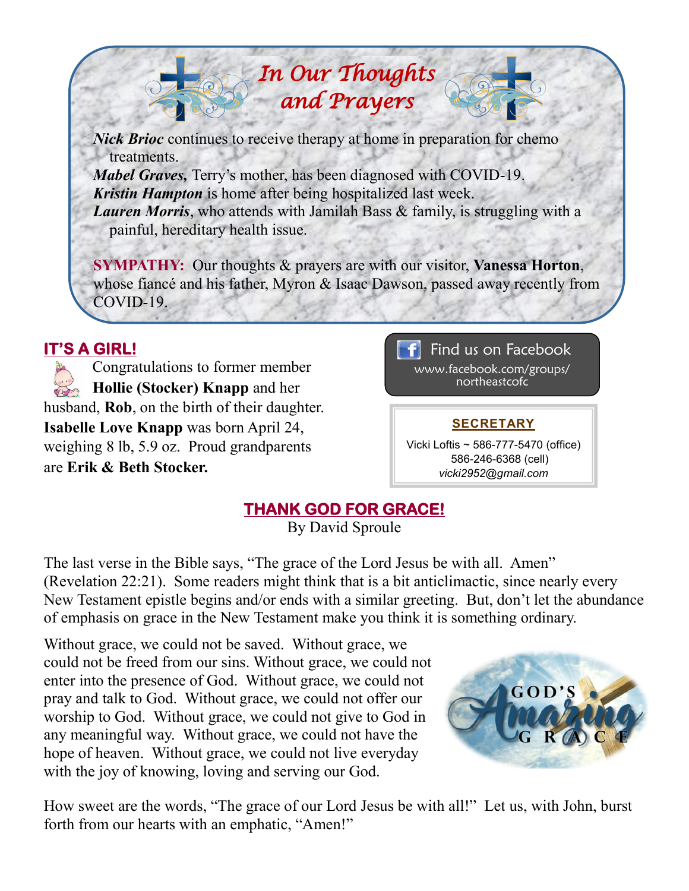## *In Our Thoughts and Prayers*

***Nick Brioc*** continues to receive therapy at home in preparation for chemo treatments.

***Mabel Graves,*** Terry's mother, has been diagnosed with COVID-19.

***Kristin Hampton*** is home after being hospitalized last week.

***Lauren Morris***, who attends with Jamilah Bass & family, is struggling with a painful, hereditary health issue.

**SYMPATHY:** Our thoughts & prayers are with our visitor, **Vanessa Horton**, whose fiancé and his father, Myron & Isaac Dawson, passed away recently from COVID-19.

## IT'S A GIRL!

Congratulations to former member **Hollie (Stocker) Knapp** and her husband, **Rob**, on the birth of their daughter. **Isabelle Love Knapp** was born April 24, weighing 8 lb, 5.9 oz. Proud grandparents are **Erik & Beth Stocker.**

Find us on Facebook
www.facebook.com/groups/northeastcofc

**SECRETARY**

Vicki Loftis ~ 586-777-5470 (office)
586-246-6368 (cell)
*vicki2952@gmail.com*

## THANK GOD FOR GRACE!

By David Sproule

The last verse in the Bible says, "The grace of the Lord Jesus be with all. Amen" (Revelation 22:21). Some readers might think that is a bit anticlimactic, since nearly every New Testament epistle begins and/or ends with a similar greeting. But, don't let the abundance of emphasis on grace in the New Testament make you think it is something ordinary.

Without grace, we could not be saved. Without grace, we could not be freed from our sins. Without grace, we could not enter into the presence of God. Without grace, we could not pray and talk to God. Without grace, we could not offer our worship to God. Without grace, we could not give to God in any meaningful way. Without grace, we could not have the hope of heaven. Without grace, we could not live everyday with the joy of knowing, loving and serving our God.

How sweet are the words, "The grace of our Lord Jesus be with all!" Let us, with John, burst forth from our hearts with an emphatic, "Amen!"